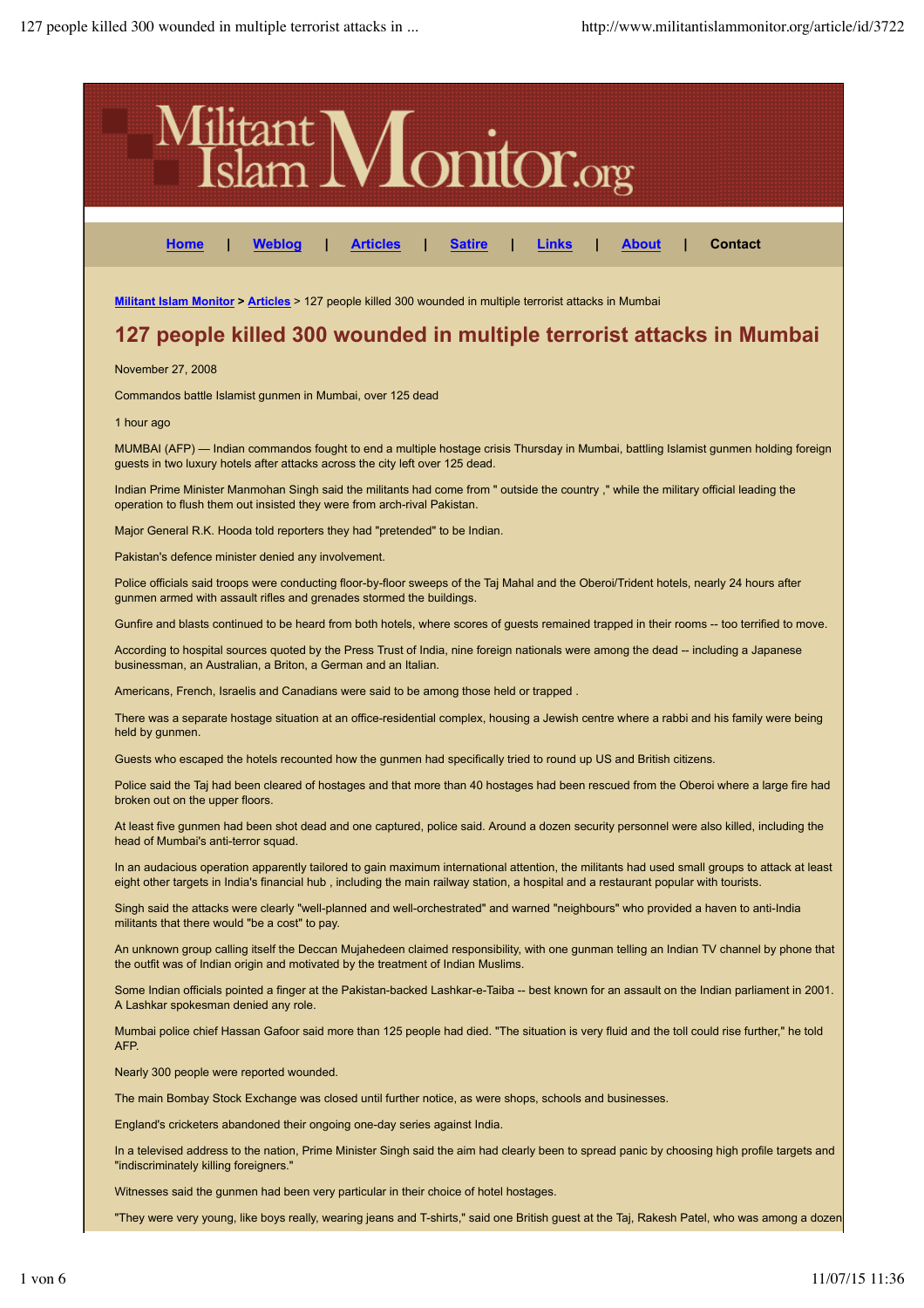# Militant Islam Monitor.org

Home | Weblog | Articles | Satire | Links | About | Contact

Militant Islam Monitor > Articles > 127 people killed 300 wounded in multiple terrorist attacks in Mumbai

## 127 people killed 300 wounded in multiple terrorist attacks in Mumbai

November 27, 2008

Commandos battle Islamist gunmen in Mumbai, over 125 dead

1 hour ago

MUMBAI (AFP) — Indian commandos fought to end a multiple hostage crisis Thursday in Mumbai, battling Islamist gunmen holding foreign guests in two luxury hotels after attacks across the city left over 125 dead.

Indian Prime Minister Manmohan Singh said the militants had come from " outside the country ," while the military official leading the operation to flush them out insisted they were from arch-rival Pakistan.

Major General R.K. Hooda told reporters they had "pretended" to be Indian.

Pakistan's defence minister denied any involvement.

Police officials said troops were conducting floor-by-floor sweeps of the Taj Mahal and the Oberoi/Trident hotels, nearly 24 hours after gunmen armed with assault rifles and grenades stormed the buildings.

Gunfire and blasts continued to be heard from both hotels, where scores of guests remained trapped in their rooms -- too terrified to move.

According to hospital sources quoted by the Press Trust of India, nine foreign nationals were among the dead -- including a Japanese businessman, an Australian, a Briton, a German and an Italian.

Americans, French, Israelis and Canadians were said to be among those held or trapped .

There was a separate hostage situation at an office-residential complex, housing a Jewish centre where a rabbi and his family were being held by gunmen.

Guests who escaped the hotels recounted how the gunmen had specifically tried to round up US and British citizens.

Police said the Taj had been cleared of hostages and that more than 40 hostages had been rescued from the Oberoi where a large fire had broken out on the upper floors.

At least five gunmen had been shot dead and one captured, police said. Around a dozen security personnel were also killed, including the head of Mumbai's anti-terror squad.

In an audacious operation apparently tailored to gain maximum international attention, the militants had used small groups to attack at least eight other targets in India's financial hub , including the main railway station, a hospital and a restaurant popular with tourists.

Singh said the attacks were clearly "well-planned and well-orchestrated" and warned "neighbours" who provided a haven to anti-India militants that there would "be a cost" to pay.

An unknown group calling itself the Deccan Mujahedeen claimed responsibility, with one gunman telling an Indian TV channel by phone that the outfit was of Indian origin and motivated by the treatment of Indian Muslims.

Some Indian officials pointed a finger at the Pakistan-backed Lashkar-e-Taiba -- best known for an assault on the Indian parliament in 2001. A Lashkar spokesman denied any role.

Mumbai police chief Hassan Gafoor said more than 125 people had died. "The situation is very fluid and the toll could rise further," he told AFP.

Nearly 300 people were reported wounded.

The main Bombay Stock Exchange was closed until further notice, as were shops, schools and businesses.

England's cricketers abandoned their ongoing one-day series against India.

In a televised address to the nation, Prime Minister Singh said the aim had clearly been to spread panic by choosing high profile targets and "indiscriminately killing foreigners."

Witnesses said the gunmen had been very particular in their choice of hotel hostages.

"They were very young, like boys really, wearing jeans and T-shirts," said one British guest at the Taj, Rakesh Patel, who was among a dozen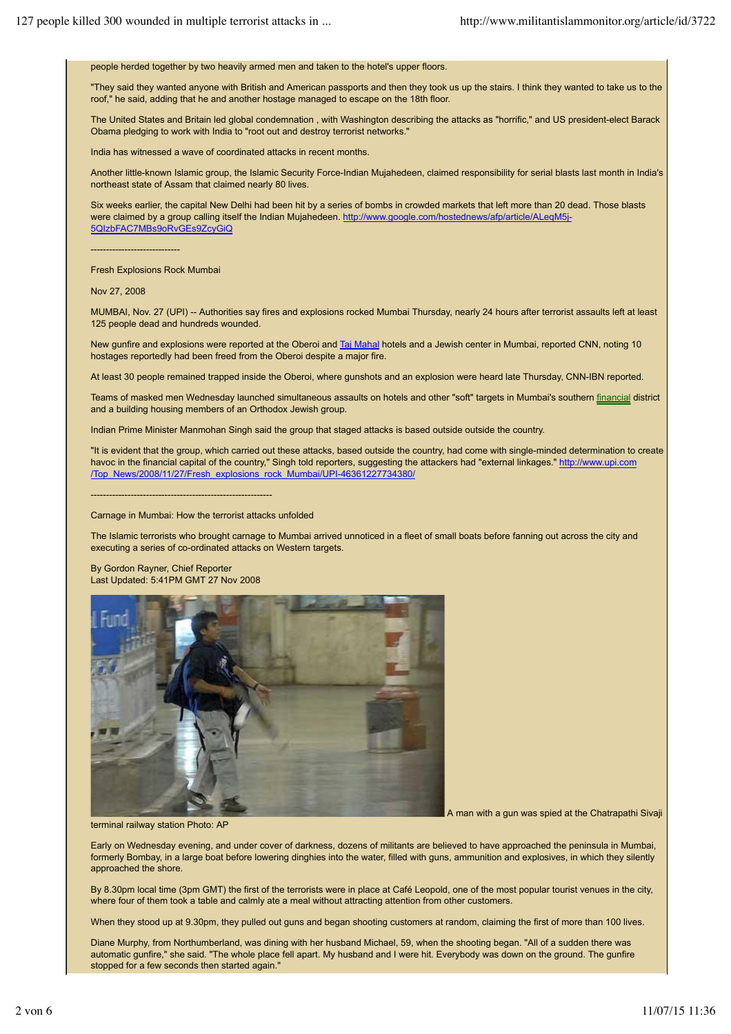people herded together by two heavily armed men and taken to the hotel's upper floors.

"They said they wanted anyone with British and American passports and then they took us up the stairs. I think they wanted to take us to the roof," he said, adding that he and another hostage managed to escape on the 18th floor.

The United States and Britain led global condemnation , with Washington describing the attacks as "horrific," and US president-elect Barack Obama pledging to work with India to "root out and destroy terrorist networks."

India has witnessed a wave of coordinated attacks in recent months.

Another little-known Islamic group, the Islamic Security Force-Indian Mujahedeen, claimed responsibility for serial blasts last month in India's northeast state of Assam that claimed nearly 80 lives.

Six weeks earlier, the capital New Delhi had been hit by a series of bombs in crowded markets that left more than 20 dead. Those blasts were claimed by a group calling itself the Indian Mujahedeen. http://www.google.com/hostednews/afp/article/ALeqM5j-5QIzbFAC7MBs9oRvGEs9ZcyGiQ

-----------------------------

Fresh Explosions Rock Mumbai

Nov 27, 2008

MUMBAI, Nov. 27 (UPI) -- Authorities say fires and explosions rocked Mumbai Thursday, nearly 24 hours after terrorist assaults left at least 125 people dead and hundreds wounded.

New gunfire and explosions were reported at the Oberoi and Taj Mahal hotels and a Jewish center in Mumbai, reported CNN, noting 10 hostages reportedly had been freed from the Oberoi despite a major fire.

At least 30 people remained trapped inside the Oberoi, where gunshots and an explosion were heard late Thursday, CNN-IBN reported.

Teams of masked men Wednesday launched simultaneous assaults on hotels and other "soft" targets in Mumbai's southern financial district and a building housing members of an Orthodox Jewish group.

Indian Prime Minister Manmohan Singh said the group that staged attacks is based outside outside the country.

"It is evident that the group, which carried out these attacks, based outside the country, had come with single-minded determination to create havoc in the financial capital of the country," Singh told reporters, suggesting the attackers had "external linkages." http://www.upi.com/Top_News/2008/11/27/Fresh_explosions_rock_Mumbai/UPI-46361227734380/

-----------------------------------------------------------

Carnage in Mumbai: How the terrorist attacks unfolded

The Islamic terrorists who brought carnage to Mumbai arrived unnoticed in a fleet of small boats before fanning out across the city and executing a series of co-ordinated attacks on Western targets.

By Gordon Rayner, Chief Reporter
Last Updated: 5:41PM GMT 27 Nov 2008

A man with a gun was spied at the Chatrapathi Sivaji terminal railway station Photo: AP

Early on Wednesday evening, and under cover of darkness, dozens of militants are believed to have approached the peninsula in Mumbai, formerly Bombay, in a large boat before lowering dinghies into the water, filled with guns, ammunition and explosives, in which they silently approached the shore.

By 8.30pm local time (3pm GMT) the first of the terrorists were in place at Café Leopold, one of the most popular tourist venues in the city, where four of them took a table and calmly ate a meal without attracting attention from other customers.

When they stood up at 9.30pm, they pulled out guns and began shooting customers at random, claiming the first of more than 100 lives.

Diane Murphy, from Northumberland, was dining with her husband Michael, 59, when the shooting began. "All of a sudden there was automatic gunfire," she said. "The whole place fell apart. My husband and I were hit. Everybody was down on the ground. The gunfire stopped for a few seconds then started again."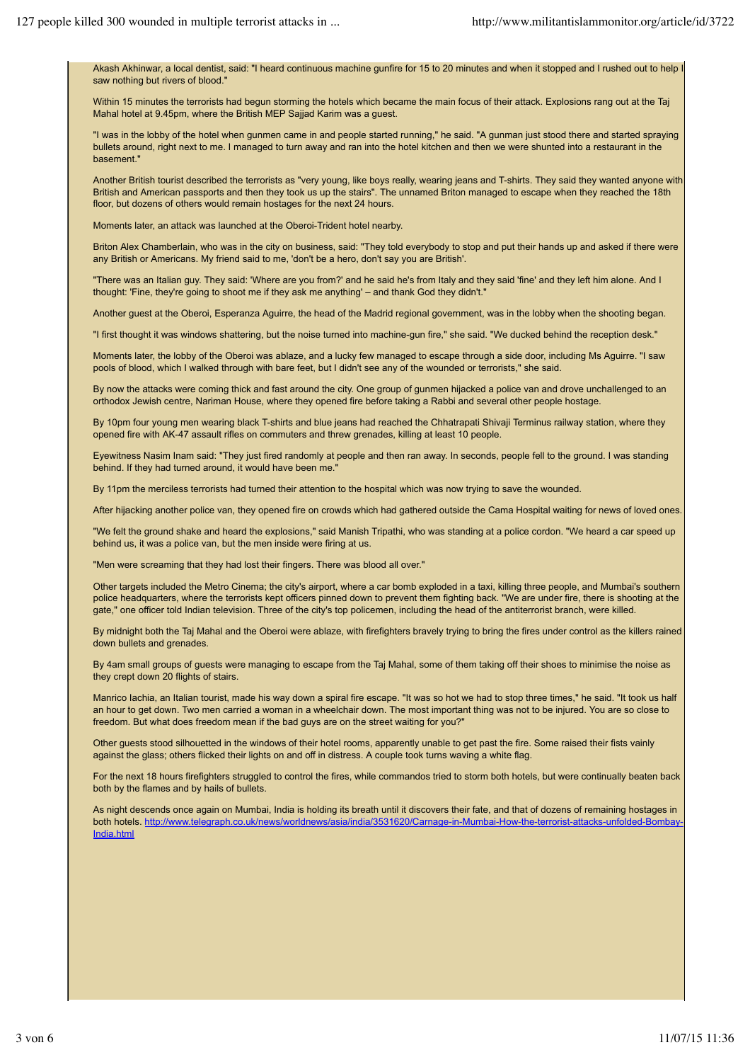Akash Akhinwar, a local dentist, said: "I heard continuous machine gunfire for 15 to 20 minutes and when it stopped and I rushed out to help I saw nothing but rivers of blood."

Within 15 minutes the terrorists had begun storming the hotels which became the main focus of their attack. Explosions rang out at the Taj Mahal hotel at 9.45pm, where the British MEP Sajjad Karim was a guest.

"I was in the lobby of the hotel when gunmen came in and people started running," he said. "A gunman just stood there and started spraying bullets around, right next to me. I managed to turn away and ran into the hotel kitchen and then we were shunted into a restaurant in the basement."

Another British tourist described the terrorists as "very young, like boys really, wearing jeans and T-shirts. They said they wanted anyone with British and American passports and then they took us up the stairs". The unnamed Briton managed to escape when they reached the 18th floor, but dozens of others would remain hostages for the next 24 hours.

Moments later, an attack was launched at the Oberoi-Trident hotel nearby.

Briton Alex Chamberlain, who was in the city on business, said: "They told everybody to stop and put their hands up and asked if there were any British or Americans. My friend said to me, 'don't be a hero, don't say you are British'.

"There was an Italian guy. They said: 'Where are you from?' and he said he's from Italy and they said 'fine' and they left him alone. And I thought: 'Fine, they're going to shoot me if they ask me anything' – and thank God they didn't."

Another guest at the Oberoi, Esperanza Aguirre, the head of the Madrid regional government, was in the lobby when the shooting began.

"I first thought it was windows shattering, but the noise turned into machine-gun fire," she said. "We ducked behind the reception desk."

Moments later, the lobby of the Oberoi was ablaze, and a lucky few managed to escape through a side door, including Ms Aguirre. "I saw pools of blood, which I walked through with bare feet, but I didn't see any of the wounded or terrorists," she said.

By now the attacks were coming thick and fast around the city. One group of gunmen hijacked a police van and drove unchallenged to an orthodox Jewish centre, Nariman House, where they opened fire before taking a Rabbi and several other people hostage.

By 10pm four young men wearing black T-shirts and blue jeans had reached the Chhatrapati Shivaji Terminus railway station, where they opened fire with AK-47 assault rifles on commuters and threw grenades, killing at least 10 people.

Eyewitness Nasim Inam said: "They just fired randomly at people and then ran away. In seconds, people fell to the ground. I was standing behind. If they had turned around, it would have been me."

By 11pm the merciless terrorists had turned their attention to the hospital which was now trying to save the wounded.

After hijacking another police van, they opened fire on crowds which had gathered outside the Cama Hospital waiting for news of loved ones.

"We felt the ground shake and heard the explosions," said Manish Tripathi, who was standing at a police cordon. "We heard a car speed up behind us, it was a police van, but the men inside were firing at us.

"Men were screaming that they had lost their fingers. There was blood all over."

Other targets included the Metro Cinema; the city's airport, where a car bomb exploded in a taxi, killing three people, and Mumbai's southern police headquarters, where the terrorists kept officers pinned down to prevent them fighting back. "We are under fire, there is shooting at the gate," one officer told Indian television. Three of the city's top policemen, including the head of the antiterrorist branch, were killed.

By midnight both the Taj Mahal and the Oberoi were ablaze, with firefighters bravely trying to bring the fires under control as the killers rained down bullets and grenades.

By 4am small groups of guests were managing to escape from the Taj Mahal, some of them taking off their shoes to minimise the noise as they crept down 20 flights of stairs.

Manrico Iachia, an Italian tourist, made his way down a spiral fire escape. "It was so hot we had to stop three times," he said. "It took us half an hour to get down. Two men carried a woman in a wheelchair down. The most important thing was not to be injured. You are so close to freedom. But what does freedom mean if the bad guys are on the street waiting for you?"

Other guests stood silhouetted in the windows of their hotel rooms, apparently unable to get past the fire. Some raised their fists vainly against the glass; others flicked their lights on and off in distress. A couple took turns waving a white flag.

For the next 18 hours firefighters struggled to control the fires, while commandos tried to storm both hotels, but were continually beaten back both by the flames and by hails of bullets.

As night descends once again on Mumbai, India is holding its breath until it discovers their fate, and that of dozens of remaining hostages in both hotels. http://www.telegraph.co.uk/news/worldnews/asia/india/3531620/Carnage-in-Mumbai-How-the-terrorist-attacks-unfolded-Bombay-India.html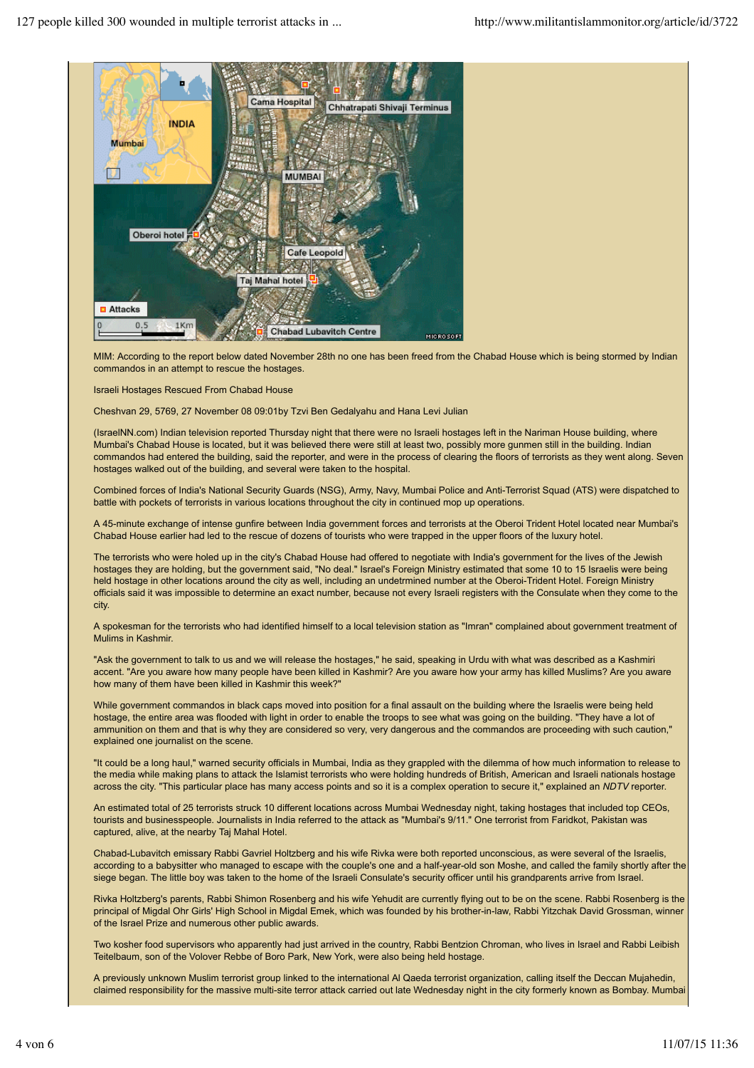MIM: According to the report below dated November 28th no one has been freed from the Chabad House which is being stormed by Indian commandos in an attempt to rescue the hostages.

Israeli Hostages Rescued From Chabad House

Cheshvan 29, 5769, 27 November 08 09:01by Tzvi Ben Gedalyahu and Hana Levi Julian

(IsraelNN.com) Indian television reported Thursday night that there were no Israeli hostages left in the Nariman House building, where Mumbai's Chabad House is located, but it was believed there were still at least two, possibly more gunmen still in the building. Indian commandos had entered the building, said the reporter, and were in the process of clearing the floors of terrorists as they went along. Seven hostages walked out of the building, and several were taken to the hospital.

Combined forces of India's National Security Guards (NSG), Army, Navy, Mumbai Police and Anti-Terrorist Squad (ATS) were dispatched to battle with pockets of terrorists in various locations throughout the city in continued mop up operations.

A 45-minute exchange of intense gunfire between India government forces and terrorists at the Oberoi Trident Hotel located near Mumbai's Chabad House earlier had led to the rescue of dozens of tourists who were trapped in the upper floors of the luxury hotel.

The terrorists who were holed up in the city's Chabad House had offered to negotiate with India's government for the lives of the Jewish hostages they are holding, but the government said, "No deal." Israel's Foreign Ministry estimated that some 10 to 15 Israelis were being held hostage in other locations around the city as well, including an undetrmined number at the Oberoi-Trident Hotel. Foreign Ministry officials said it was impossible to determine an exact number, because not every Israeli registers with the Consulate when they come to the city.

A spokesman for the terrorists who had identified himself to a local television station as "Imran" complained about government treatment of Mulims in Kashmir.

"Ask the government to talk to us and we will release the hostages," he said, speaking in Urdu with what was described as a Kashmiri accent. "Are you aware how many people have been killed in Kashmir? Are you aware how your army has killed Muslims? Are you aware how many of them have been killed in Kashmir this week?"

While government commandos in black caps moved into position for a final assault on the building where the Israelis were being held hostage, the entire area was flooded with light in order to enable the troops to see what was going on the building. "They have a lot of ammunition on them and that is why they are considered so very, very dangerous and the commandos are proceeding with such caution," explained one journalist on the scene.

"It could be a long haul," warned security officials in Mumbai, India as they grappled with the dilemma of how much information to release to the media while making plans to attack the Islamist terrorists who were holding hundreds of British, American and Israeli nationals hostage across the city. "This particular place has many access points and so it is a complex operation to secure it," explained an *NDTV* reporter.

An estimated total of 25 terrorists struck 10 different locations across Mumbai Wednesday night, taking hostages that included top CEOs, tourists and businesspeople. Journalists in India referred to the attack as "Mumbai's 9/11." One terrorist from Faridkot, Pakistan was captured, alive, at the nearby Taj Mahal Hotel.

Chabad-Lubavitch emissary Rabbi Gavriel Holtzberg and his wife Rivka were both reported unconscious, as were several of the Israelis, according to a babysitter who managed to escape with the couple's one and a half-year-old son Moshe, and called the family shortly after the siege began. The little boy was taken to the home of the Israeli Consulate's security officer until his grandparents arrive from Israel.

Rivka Holtzberg's parents, Rabbi Shimon Rosenberg and his wife Yehudit are currently flying out to be on the scene. Rabbi Rosenberg is the principal of Migdal Ohr Girls' High School in Migdal Emek, which was founded by his brother-in-law, Rabbi Yitzchak David Grossman, winner of the Israel Prize and numerous other public awards.

Two kosher food supervisors who apparently had just arrived in the country, Rabbi Bentzion Chroman, who lives in Israel and Rabbi Leibish Teitelbaum, son of the Volover Rebbe of Boro Park, New York, were also being held hostage.

A previously unknown Muslim terrorist group linked to the international Al Qaeda terrorist organization, calling itself the Deccan Mujahedin, claimed responsibility for the massive multi-site terror attack carried out late Wednesday night in the city formerly known as Bombay. Mumbai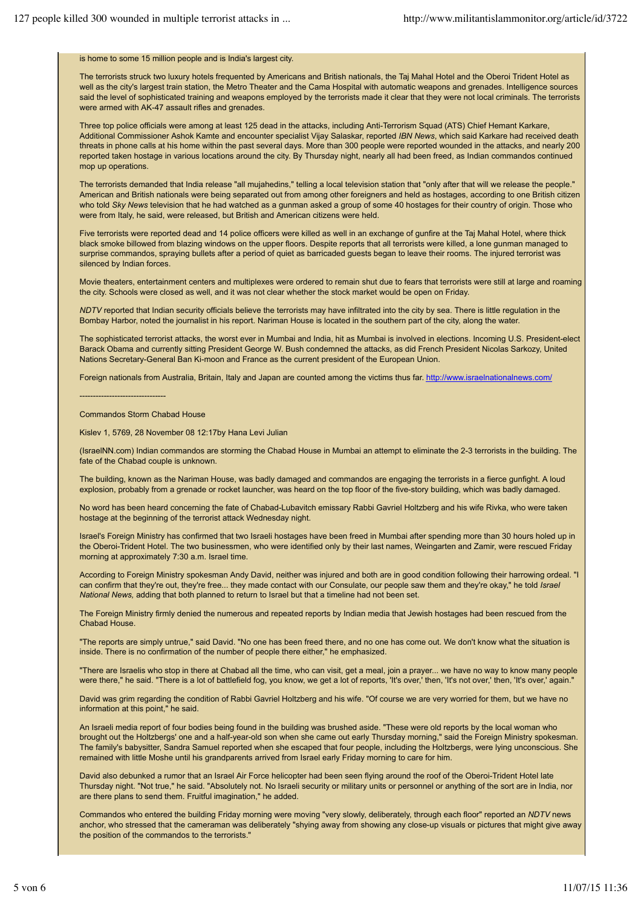is home to some 15 million people and is India's largest city.

The terrorists struck two luxury hotels frequented by Americans and British nationals, the Taj Mahal Hotel and the Oberoi Trident Hotel as well as the city's largest train station, the Metro Theater and the Cama Hospital with automatic weapons and grenades. Intelligence sources said the level of sophisticated training and weapons employed by the terrorists made it clear that they were not local criminals. The terrorists were armed with AK-47 assault rifles and grenades.

Three top police officials were among at least 125 dead in the attacks, including Anti-Terrorism Squad (ATS) Chief Hemant Karkare, Additional Commissioner Ashok Kamte and encounter specialist Vijay Salaskar, reported *IBN News*, which said Karkare had received death threats in phone calls at his home within the past several days. More than 300 people were reported wounded in the attacks, and nearly 200 reported taken hostage in various locations around the city. By Thursday night, nearly all had been freed, as Indian commandos continued mop up operations.

The terrorists demanded that India release "all mujahedins," telling a local television station that "only after that will we release the people." American and British nationals were being separated out from among other foreigners and held as hostages, according to one British citizen who told *Sky News* television that he had watched as a gunman asked a group of some 40 hostages for their country of origin. Those who were from Italy, he said, were released, but British and American citizens were held.

Five terrorists were reported dead and 14 police officers were killed as well in an exchange of gunfire at the Taj Mahal Hotel, where thick black smoke billowed from blazing windows on the upper floors. Despite reports that all terrorists were killed, a lone gunman managed to surprise commandos, spraying bullets after a period of quiet as barricaded guests began to leave their rooms. The injured terrorist was silenced by Indian forces.

Movie theaters, entertainment centers and multiplexes were ordered to remain shut due to fears that terrorists were still at large and roaming the city. Schools were closed as well, and it was not clear whether the stock market would be open on Friday.

*NDTV* reported that Indian security officials believe the terrorists may have infiltrated into the city by sea. There is little regulation in the Bombay Harbor, noted the journalist in his report. Nariman House is located in the southern part of the city, along the water.

The sophisticated terrorist attacks, the worst ever in Mumbai and India, hit as Mumbai is involved in elections. Incoming U.S. President-elect Barack Obama and currently sitting President George W. Bush condemned the attacks, as did French President Nicolas Sarkozy, United Nations Secretary-General Ban Ki-moon and France as the current president of the European Union.

Foreign nationals from Australia, Britain, Italy and Japan are counted among the victims thus far. http://www.israelnationalnews.com/

--------------------------------

Commandos Storm Chabad House

Kislev 1, 5769, 28 November 08 12:17by Hana Levi Julian

(IsraelNN.com) Indian commandos are storming the Chabad House in Mumbai an attempt to eliminate the 2-3 terrorists in the building. The fate of the Chabad couple is unknown.

The building, known as the Nariman House, was badly damaged and commandos are engaging the terrorists in a fierce gunfight. A loud explosion, probably from a grenade or rocket launcher, was heard on the top floor of the five-story building, which was badly damaged.

No word has been heard concerning the fate of Chabad-Lubavitch emissary Rabbi Gavriel Holtzberg and his wife Rivka, who were taken hostage at the beginning of the terrorist attack Wednesday night.

Israel's Foreign Ministry has confirmed that two Israeli hostages have been freed in Mumbai after spending more than 30 hours holed up in the Oberoi-Trident Hotel. The two businessmen, who were identified only by their last names, Weingarten and Zamir, were rescued Friday morning at approximately 7:30 a.m. Israel time.

According to Foreign Ministry spokesman Andy David, neither was injured and both are in good condition following their harrowing ordeal. "I can confirm that they're out, they're free... they made contact with our Consulate, our people saw them and they're okay," he told *Israel National News,* adding that both planned to return to Israel but that a timeline had not been set.

The Foreign Ministry firmly denied the numerous and repeated reports by Indian media that Jewish hostages had been rescued from the Chabad House.

"The reports are simply untrue," said David. "No one has been freed there, and no one has come out. We don't know what the situation is inside. There is no confirmation of the number of people there either," he emphasized.

"There are Israelis who stop in there at Chabad all the time, who can visit, get a meal, join a prayer... we have no way to know many people were there," he said. "There is a lot of battlefield fog, you know, we get a lot of reports, 'It's over,' then, 'It's not over,' then, 'It's over,' again."

David was grim regarding the condition of Rabbi Gavriel Holtzberg and his wife. "Of course we are very worried for them, but we have no information at this point," he said.

An Israeli media report of four bodies being found in the building was brushed aside. "These were old reports by the local woman who brought out the Holtzbergs' one and a half-year-old son when she came out early Thursday morning," said the Foreign Ministry spokesman. The family's babysitter, Sandra Samuel reported when she escaped that four people, including the Holtzbergs, were lying unconscious. She remained with little Moshe until his grandparents arrived from Israel early Friday morning to care for him.

David also debunked a rumor that an Israel Air Force helicopter had been seen flying around the roof of the Oberoi-Trident Hotel late Thursday night. "Not true," he said. "Absolutely not. No Israeli security or military units or personnel or anything of the sort are in India, nor are there plans to send them. Fruitful imagination," he added.

Commandos who entered the building Friday morning were moving "very slowly, deliberately, through each floor" reported an *NDTV* news anchor, who stressed that the cameraman was deliberately "shying away from showing any close-up visuals or pictures that might give away the position of the commandos to the terrorists."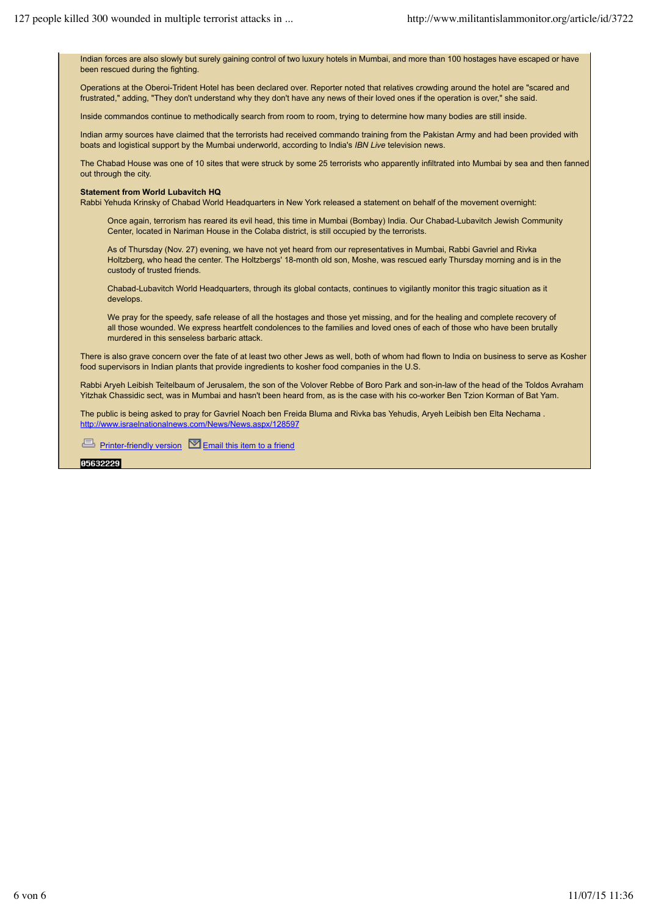Indian forces are also slowly but surely gaining control of two luxury hotels in Mumbai, and more than 100 hostages have escaped or have been rescued during the fighting.

Operations at the Oberoi-Trident Hotel has been declared over. Reporter noted that relatives crowding around the hotel are "scared and frustrated," adding, "They don't understand why they don't have any news of their loved ones if the operation is over," she said.

Inside commandos continue to methodically search from room to room, trying to determine how many bodies are still inside.

Indian army sources have claimed that the terrorists had received commando training from the Pakistan Army and had been provided with boats and logistical support by the Mumbai underworld, according to India's *IBN Live* television news.

The Chabad House was one of 10 sites that were struck by some 25 terrorists who apparently infiltrated into Mumbai by sea and then fanned out through the city.

**Statement from World Lubavitch HQ**
Rabbi Yehuda Krinsky of Chabad World Headquarters in New York released a statement on behalf of the movement overnight:

> Once again, terrorism has reared its evil head, this time in Mumbai (Bombay) India. Our Chabad-Lubavitch Jewish Community Center, located in Nariman House in the Colaba district, is still occupied by the terrorists.
>
> As of Thursday (Nov. 27) evening, we have not yet heard from our representatives in Mumbai, Rabbi Gavriel and Rivka Holtzberg, who head the center. The Holtzbergs' 18-month old son, Moshe, was rescued early Thursday morning and is in the custody of trusted friends.
>
> Chabad-Lubavitch World Headquarters, through its global contacts, continues to vigilantly monitor this tragic situation as it develops.
>
> We pray for the speedy, safe release of all the hostages and those yet missing, and for the healing and complete recovery of all those wounded. We express heartfelt condolences to the families and loved ones of each of those who have been brutally murdered in this senseless barbaric attack.

There is also grave concern over the fate of at least two other Jews as well, both of whom had flown to India on business to serve as Kosher food supervisors in Indian plants that provide ingredients to kosher food companies in the U.S.

Rabbi Aryeh Leibish Teitelbaum of Jerusalem, the son of the Volover Rebbe of Boro Park and son-in-law of the head of the Toldos Avraham Yitzhak Chassidic sect, was in Mumbai and hasn't been heard from, as is the case with his co-worker Ben Tzion Korman of Bat Yam.

The public is being asked to pray for Gavriel Noach ben Freida Bluma and Rivka bas Yehudis, Aryeh Leibish ben Elta Nechama .
http://www.israelnationalnews.com/News/News.aspx/128597

Printer-friendly version  Email this item to a friend

05632229